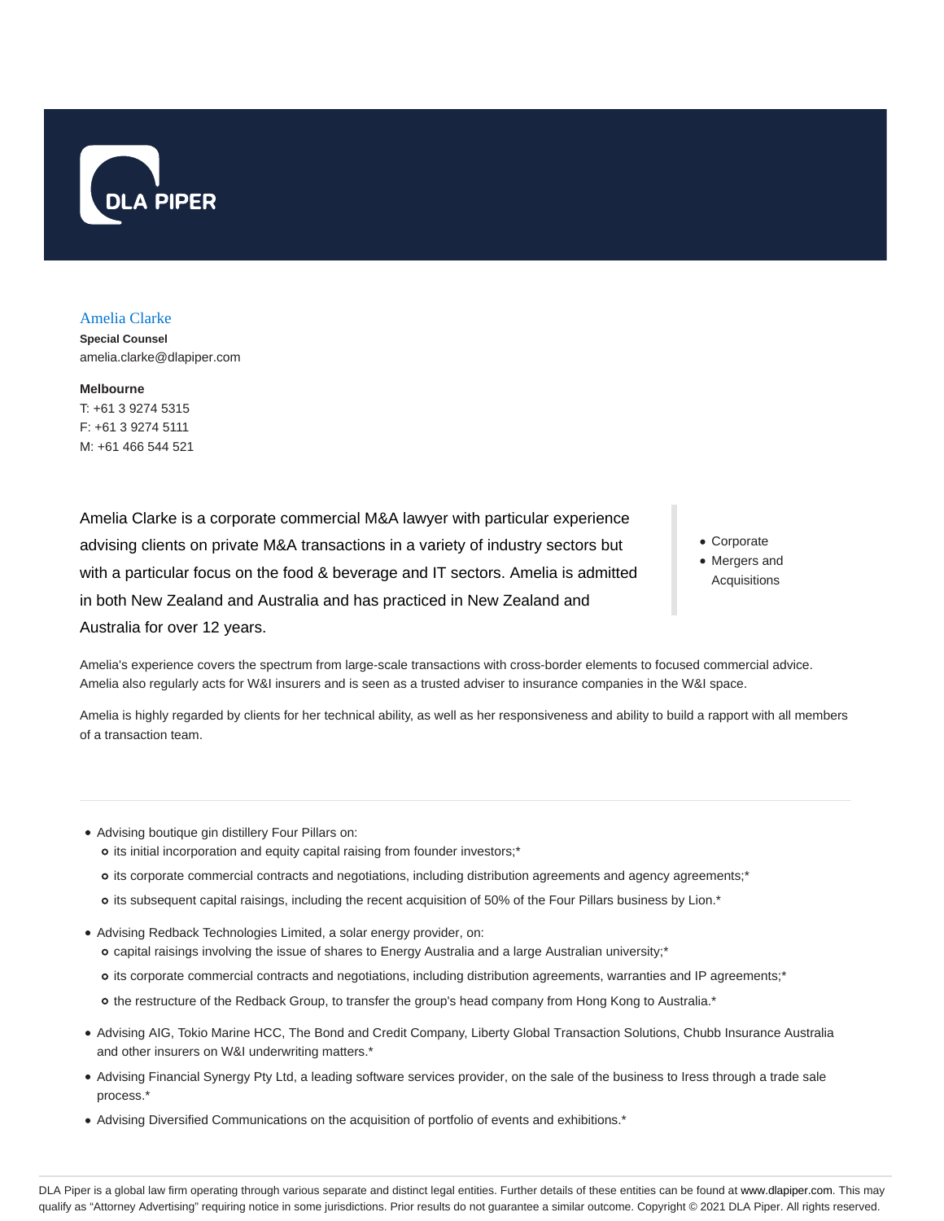DLA PIPER

## Amelia Clarke

**Special Counsel**
amelia.clarke@dlapiper.com

**Melbourne**
T: +61 3 9274 5315
F: +61 3 9274 5111
M: +61 466 544 521

Amelia Clarke is a corporate commercial M&A lawyer with particular experience advising clients on private M&A transactions in a variety of industry sectors but with a particular focus on the food & beverage and IT sectors. Amelia is admitted in both New Zealand and Australia and has practiced in New Zealand and Australia for over 12 years.

- Corporate
- Mergers and Acquisitions

Amelia's experience covers the spectrum from large-scale transactions with cross-border elements to focused commercial advice. Amelia also regularly acts for W&I insurers and is seen as a trusted adviser to insurance companies in the W&I space.

Amelia is highly regarded by clients for her technical ability, as well as her responsiveness and ability to build a rapport with all members of a transaction team.

---

- Advising boutique gin distillery Four Pillars on:
  - its initial incorporation and equity capital raising from founder investors;*
  - its corporate commercial contracts and negotiations, including distribution agreements and agency agreements;*
  - its subsequent capital raisings, including the recent acquisition of 50% of the Four Pillars business by Lion.*
- Advising Redback Technologies Limited, a solar energy provider, on:
  - capital raisings involving the issue of shares to Energy Australia and a large Australian university;*
  - its corporate commercial contracts and negotiations, including distribution agreements, warranties and IP agreements;*
  - the restructure of the Redback Group, to transfer the group's head company from Hong Kong to Australia.*
- Advising AIG, Tokio Marine HCC, The Bond and Credit Company, Liberty Global Transaction Solutions, Chubb Insurance Australia and other insurers on W&I underwriting matters.*
- Advising Financial Synergy Pty Ltd, a leading software services provider, on the sale of the business to Iress through a trade sale process.*
- Advising Diversified Communications on the acquisition of portfolio of events and exhibitions.*

DLA Piper is a global law firm operating through various separate and distinct legal entities. Further details of these entities can be found at www.dlapiper.com. This may qualify as "Attorney Advertising" requiring notice in some jurisdictions. Prior results do not guarantee a similar outcome. Copyright © 2021 DLA Piper. All rights reserved.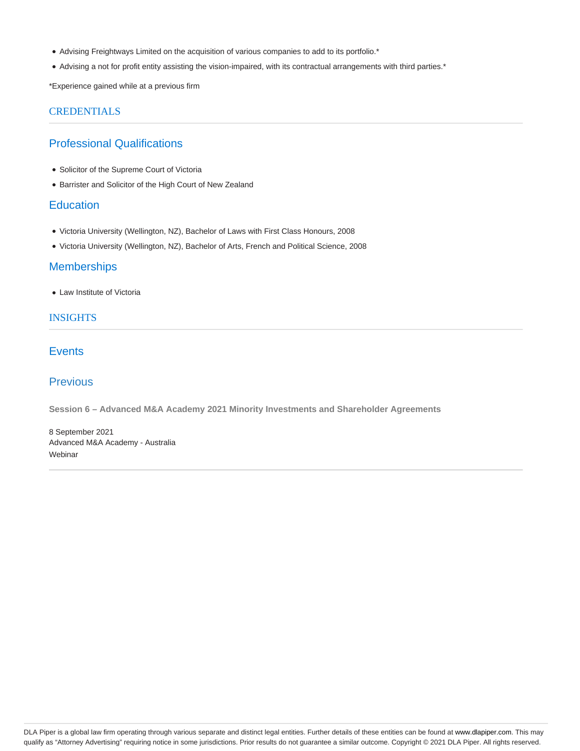- Advising Freightways Limited on the acquisition of various companies to add to its portfolio.*
- Advising a not for profit entity assisting the vision-impaired, with its contractual arrangements with third parties.*

*Experience gained while at a previous firm

## CREDENTIALS

### Professional Qualifications

- Solicitor of the Supreme Court of Victoria
- Barrister and Solicitor of the High Court of New Zealand

### Education

- Victoria University (Wellington, NZ), Bachelor of Laws with First Class Honours, 2008
- Victoria University (Wellington, NZ), Bachelor of Arts, French and Political Science, 2008

### Memberships

- Law Institute of Victoria

## INSIGHTS

### Events

### Previous

**Session 6 – Advanced M&A Academy 2021 Minority Investments and Shareholder Agreements**

8 September 2021
Advanced M&A Academy - Australia
Webinar

DLA Piper is a global law firm operating through various separate and distinct legal entities. Further details of these entities can be found at www.dlapiper.com. This may qualify as "Attorney Advertising" requiring notice in some jurisdictions. Prior results do not guarantee a similar outcome. Copyright © 2021 DLA Piper. All rights reserved.